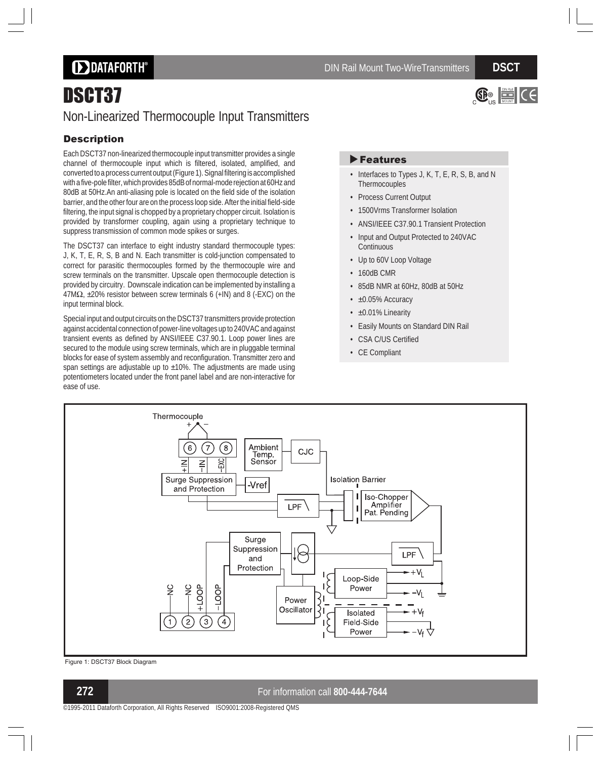# DSCT37

## Non-Linearized Thermocouple Input Transmitters

### Description

Each DSCT37 non-linearized thermocouple input transmitter provides a single channel of thermocouple input which is filtered, isolated, amplified, and converted to a process current output (Figure 1). Signal filtering is accomplished with a five-pole filter, which provides 85dB of normal-mode rejection at 60Hz and 80dB at 50Hz. An anti-aliasing pole is located on the field side of the isolation barrier, and the other four are on the process loop side. After the initial field-side filtering, the input signal is chopped by a proprietary chopper circuit. Isolation is provided by transformer coupling, again using a proprietary technique to suppress transmission of common mode spikes or surges.

The DSCT37 can interface to eight industry standard thermocouple types: J, K, T, E, R, S, B and N. Each transmitter is cold-junction compensated to correct for parasitic thermocouples formed by the thermocouple wire and screw terminals on the transmitter. Upscale open thermocouple detection is provided by circuitry. Downscale indication can be implemented by installing a 47MΩ, ±20% resistor between screw terminals 6 (+IN) and 8 (-EXC) on the input terminal block.

Special input and output circuits on the DSCT37 transmitters provide protection against accidental connection of power-line voltages up to 240VAC and against transient events as defined by ANSI/IEEE C37.90.1. Loop power lines are secured to the module using screw terminals, which are in pluggable terminal blocks for ease of system assembly and reconfiguration. Transmitter zero and span settings are adjustable up to ±10%. The adjustments are made using potentiometers located under the front panel label and are non-interactive for ease of use.

### Features

- Interfaces to Types J, K, T, E, R, S, B, and N Thermocouples
- Process Current Output
- 1500Vrms Transformer Isolation
- ANSI/IEEE C37.90.1 Transient Protection
- Input and Output Protected to 240VAC Continuous
- Up to 60V Loop Voltage
- 160dB CMR
- 85dB NMR at 60Hz, 80dB at 50Hz
- ±0.05% Accuracy
- ±0.01% Linearity
- Easily Mounts on Standard DIN Rail
- CSA C/US Certified
- CE Compliant

Figure 1: DSCT37 Block Diagram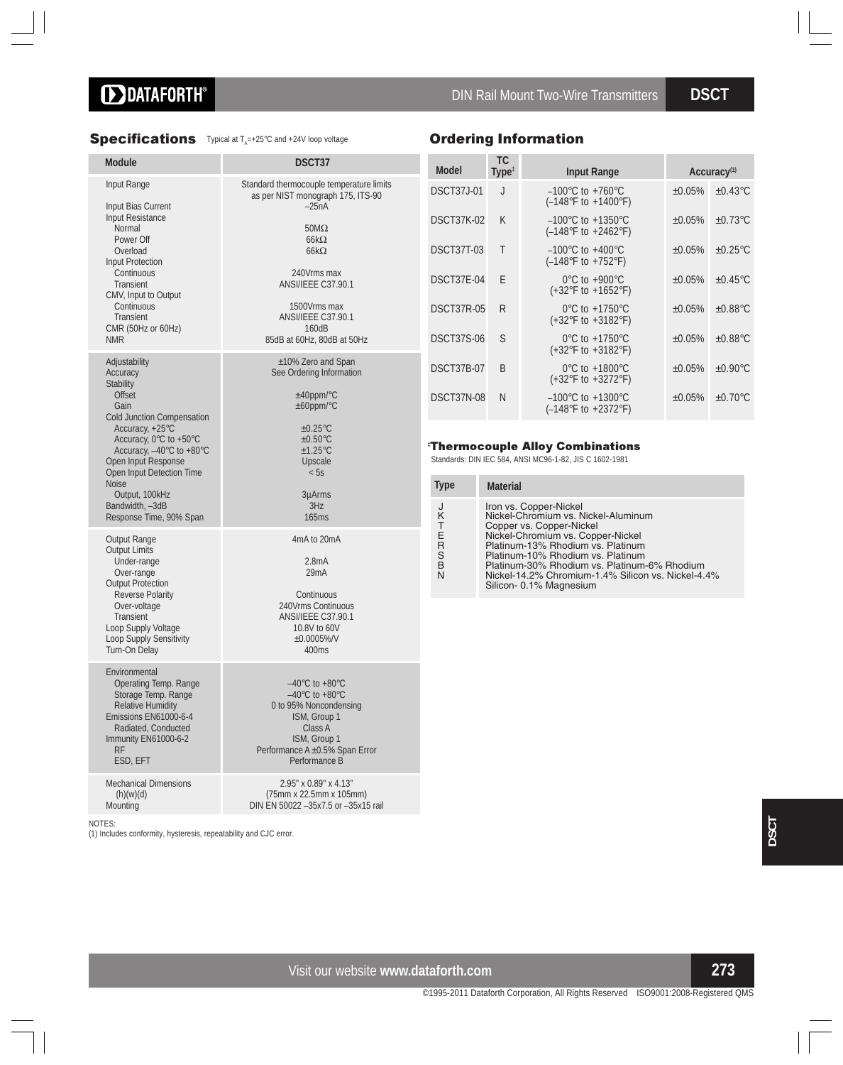## Specifications

Typical at $T_A$=+25°C and +24V loop voltage

| Module | DSCT37 |
| --- | --- |
| Input Range | Standard thermocouple temperature limits as per NIST monograph 175, ITS-90 |
| Input Bias Current | –25nA |
| Input Resistance | |
| Normal | 50MΩ |
| Power Off | 66kΩ |
| Overload | 66kΩ |
| Input Protection | |
| Continuous | 240Vrms max |
| Transient | ANSI/IEEE C37.90.1 |
| CMV, Input to Output | |
| Continuous | 1500Vrms max |
| Transient | ANSI/IEEE C37.90.1 |
| CMR (50Hz or 60Hz) | 160dB |
| NMR | 85dB at 60Hz, 80dB at 50Hz |
| Adjustability | ±10% Zero and Span |
| Accuracy | See Ordering Information |
| Stability | |
| Offset | ±40ppm/°C |
| Gain | ±60ppm/°C |
| Cold Junction Compensation | |
| Accuracy, +25°C | ±0.25°C |
| Accuracy, 0°C to +50°C | ±0.50°C |
| Accuracy, –40°C to +80°C | ±1.25°C |
| Open Input Response | Upscale |
| Open Input Detection Time | < 5s |
| Noise | |
| Output, 100kHz | 3μArms |
| Bandwidth, –3dB | 3Hz |
| Response Time, 90% Span | 165ms |
| Output Range | 4mA to 20mA |
| Output Limits | |
| Under-range | 2.8mA |
| Over-range | 29mA |
| Output Protection | |
| Reverse Polarity | Continuous |
| Over-voltage | 240Vrms Continuous |
| Transient | ANSI/IEEE C37.90.1 |
| Loop Supply Voltage | 10.8V to 60V |
| Loop Supply Sensitivity | ±0.0005%/V |
| Turn-On Delay | 400ms |
| Environmental | |
| Operating Temp. Range | –40°C to +80°C |
| Storage Temp. Range | –40°C to +80°C |
| Relative Humidity | 0 to 95% Noncondensing |
| Emissions EN61000-6-4 | ISM, Group 1 |
| Radiated, Conducted | Class A |
| Immunity EN61000-6-2 | ISM, Group 1 |
| RF | Performance A ±0.5% Span Error |
| ESD, EFT | Performance B |
| Mechanical Dimensions (h)(w)(d) | 2.95" x 0.89" x 4.13" (75mm x 22.5mm x 105mm) |
| Mounting | DIN EN 50022 –35x7.5 or –35x15 rail |

NOTES:
(1) Includes conformity, hysteresis, repeatability and CJC error.

## Ordering Information

| Model | TC Type‡ | Input Range | Accuracy(1) | |
| --- | --- | --- | --- | --- |
| DSCT37J-01 | J | –100°C to +760°C (–148°F to +1400°F) | ±0.05% | ±0.43°C |
| DSCT37K-02 | K | –100°C to +1350°C (–148°F to +2462°F) | ±0.05% | ±0.73°C |
| DSCT37T-03 | T | –100°C to +400°C (–148°F to +752°F) | ±0.05% | ±0.25°C |
| DSCT37E-04 | E | 0°C to +900°C (+32°F to +1652°F) | ±0.05% | ±0.45°C |
| DSCT37R-05 | R | 0°C to +1750°C (+32°F to +3182°F) | ±0.05% | ±0.88°C |
| DSCT37S-06 | S | 0°C to +1750°C (+32°F to +3182°F) | ±0.05% | ±0.88°C |
| DSCT37B-07 | B | 0°C to +1800°C (+32°F to +3272°F) | ±0.05% | ±0.90°C |
| DSCT37N-08 | N | –100°C to +1300°C (–148°F to +2372°F) | ±0.05% | ±0.70°C |

### ‡Thermocouple Alloy Combinations

Standards: DIN IEC 584, ANSI MC96-1-82, JIS C 1602-1981

| Type | Material |
| --- | --- |
| J | Iron vs. Copper-Nickel |
| K | Nickel-Chromium vs. Nickel-Aluminum |
| T | Copper vs. Copper-Nickel |
| E | Nickel-Chromium vs. Copper-Nickel |
| R | Platinum-13% Rhodium vs. Platinum |
| S | Platinum-10% Rhodium vs. Platinum |
| B | Platinum-30% Rhodium vs. Platinum-6% Rhodium |
| N | Nickel-14.2% Chromium-1.4% Silicon vs. Nickel-4.4% Silicon- 0.1% Magnesium |